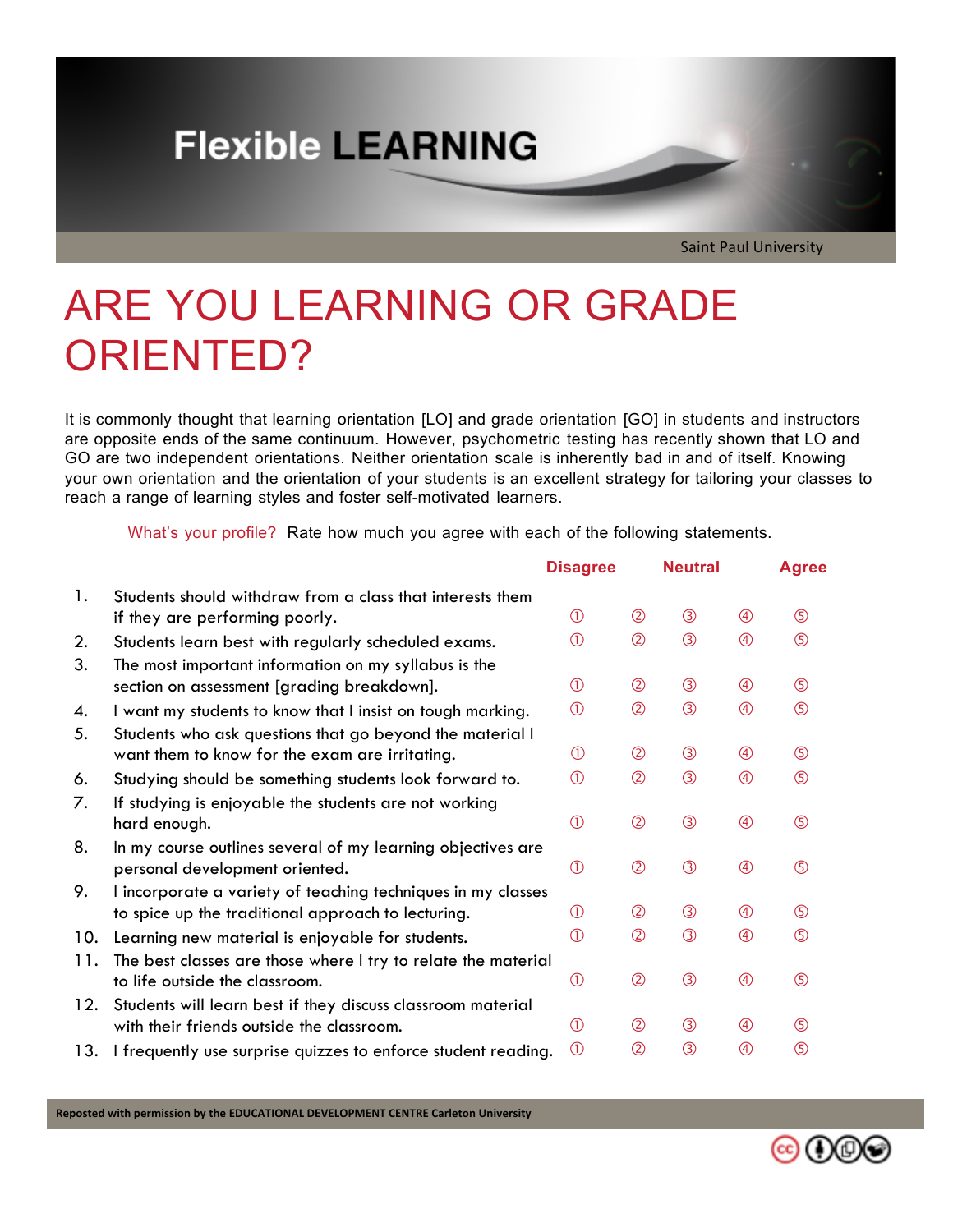Flexible LEARNING

Saint Paul University

# ARE YOU LEARNING OR GRADE ORIENTED?

It is commonly thought that learning orientation [LO] and grade orientation [GO] in students and instructors are opposite ends of the same continuum. However, psychometric testing has recently shown that LO and GO are two independent orientations. Neither orientation scale is inherently bad in and of itself. Knowing your own orientation and the orientation of your students is an excellent strategy for tailoring your classes to reach a range of learning styles and foster self-motivated learners.

What's your profile? Rate how much you agree with each of the following statements.

| | Statement | Disagree | | Neutral | | Agree |
|---|---|---|---|---|---|---|
| 1. | Students should withdraw from a class that interests them if they are performing poorly. | ① | ② | ③ | ④ | ⑤ |
| 2. | Students learn best with regularly scheduled exams. | ① | ② | ③ | ④ | ⑤ |
| 3. | The most important information on my syllabus is the section on assessment [grading breakdown]. | ① | ② | ③ | ④ | ⑤ |
| 4. | I want my students to know that I insist on tough marking. | ① | ② | ③ | ④ | ⑤ |
| 5. | Students who ask questions that go beyond the material I want them to know for the exam are irritating. | ① | ② | ③ | ④ | ⑤ |
| 6. | Studying should be something students look forward to. | ① | ② | ③ | ④ | ⑤ |
| 7. | If studying is enjoyable the students are not working hard enough. | ① | ② | ③ | ④ | ⑤ |
| 8. | In my course outlines several of my learning objectives are personal development oriented. | ① | ② | ③ | ④ | ⑤ |
| 9. | I incorporate a variety of teaching techniques in my classes to spice up the traditional approach to lecturing. | ① | ② | ③ | ④ | ⑤ |
| 10. | Learning new material is enjoyable for students. | ① | ② | ③ | ④ | ⑤ |
| 11. | The best classes are those where I try to relate the material to life outside the classroom. | ① | ② | ③ | ④ | ⑤ |
| 12. | Students will learn best if they discuss classroom material with their friends outside the classroom. | ① | ② | ③ | ④ | ⑤ |
| 13. | I frequently use surprise quizzes to enforce student reading. | ① | ② | ③ | ④ | ⑤ |

Reposted with permission by the EDUCATIONAL DEVELOPMENT CENTRE Carleton University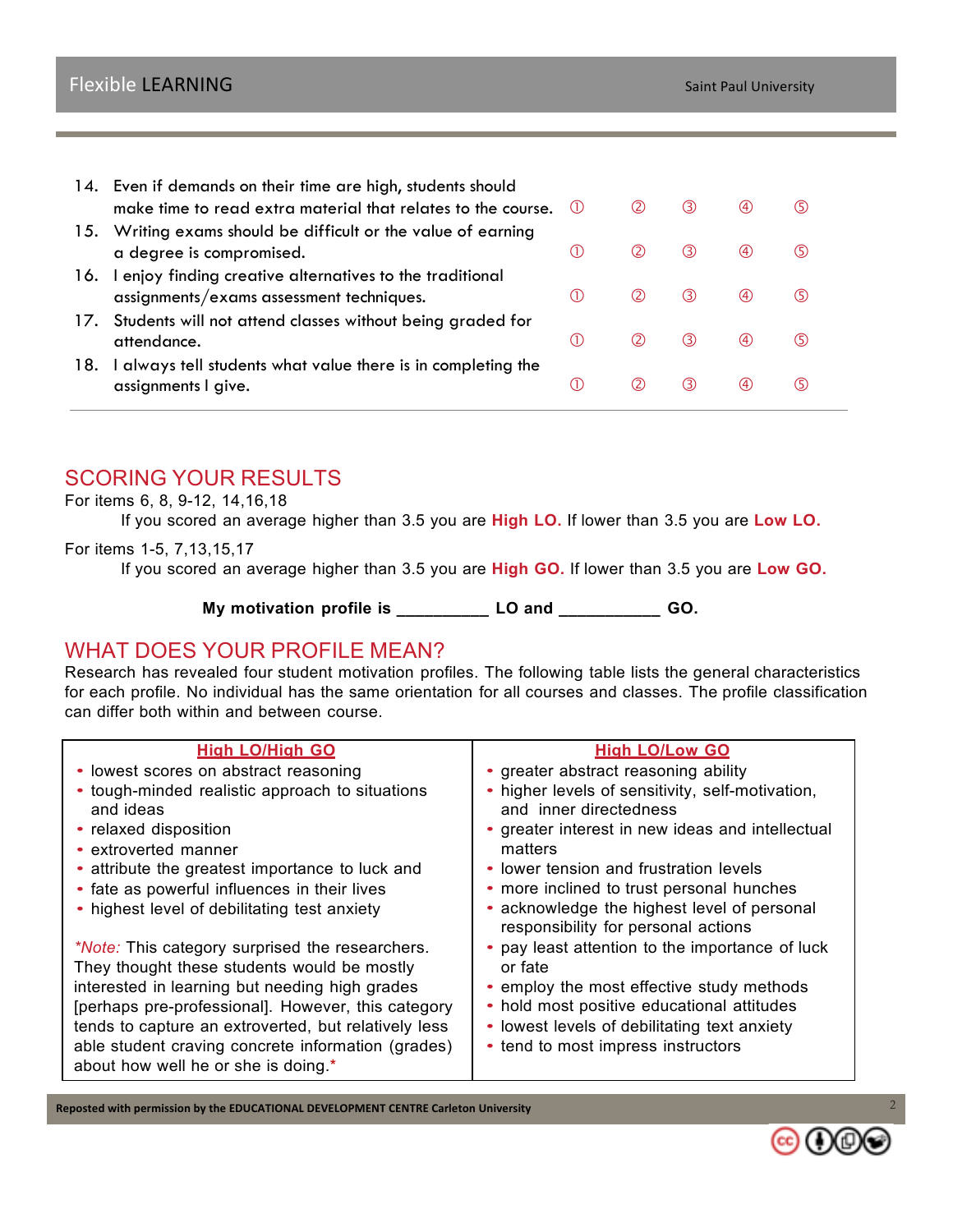| | | ① | ② | ③ | ④ | ⑤ |
|---|---|---|---|---|---|---|
| 14. | Even if demands on their time are high, students should make time to read extra material that relates to the course. | ① | ② | ③ | ④ | ⑤ |
| 15. | Writing exams should be difficult or the value of earning a degree is compromised. | ① | ② | ③ | ④ | ⑤ |
| 16. | I enjoy finding creative alternatives to the traditional assignments/exams assessment techniques. | ① | ② | ③ | ④ | ⑤ |
| 17. | Students will not attend classes without being graded for attendance. | ① | ② | ③ | ④ | ⑤ |
| 18. | I always tell students what value there is in completing the assignments I give. | ① | ② | ③ | ④ | ⑤ |

## SCORING YOUR RESULTS

For items 6, 8, 9-12, 14,16,18

If you scored an average higher than 3.5 you are **High LO.** If lower than 3.5 you are **Low LO.**

For items 1-5, 7,13,15,17

If you scored an average higher than 3.5 you are **High GO.** If lower than 3.5 you are **Low GO.**

**My motivation profile is __________ LO and ___________ GO.**

## WHAT DOES YOUR PROFILE MEAN?

Research has revealed four student motivation profiles. The following table lists the general characteristics for each profile. No individual has the same orientation for all courses and classes. The profile classification can differ both within and between course.

| High LO/High GO | High LO/Low GO |
|---|---|
| • lowest scores on abstract reasoning<br>• tough-minded realistic approach to situations and ideas<br>• relaxed disposition<br>• extroverted manner<br>• attribute the greatest importance to luck and<br>• fate as powerful influences in their lives<br>• highest level of debilitating test anxiety<br><br>*Note:* This category surprised the researchers. They thought these students would be mostly interested in learning but needing high grades [perhaps pre-professional]. However, this category tends to capture an extroverted, but relatively less able student craving concrete information (grades) about how well he or she is doing.* | • greater abstract reasoning ability<br>• higher levels of sensitivity, self-motivation, and inner directedness<br>• greater interest in new ideas and intellectual matters<br>• lower tension and frustration levels<br>• more inclined to trust personal hunches<br>• acknowledge the highest level of personal responsibility for personal actions<br>• pay least attention to the importance of luck or fate<br>• employ the most effective study methods<br>• hold most positive educational attitudes<br>• lowest levels of debilitating text anxiety<br>• tend to most impress instructors |

**Reposted with permission by the EDUCATIONAL DEVELOPMENT CENTRE Carleton University**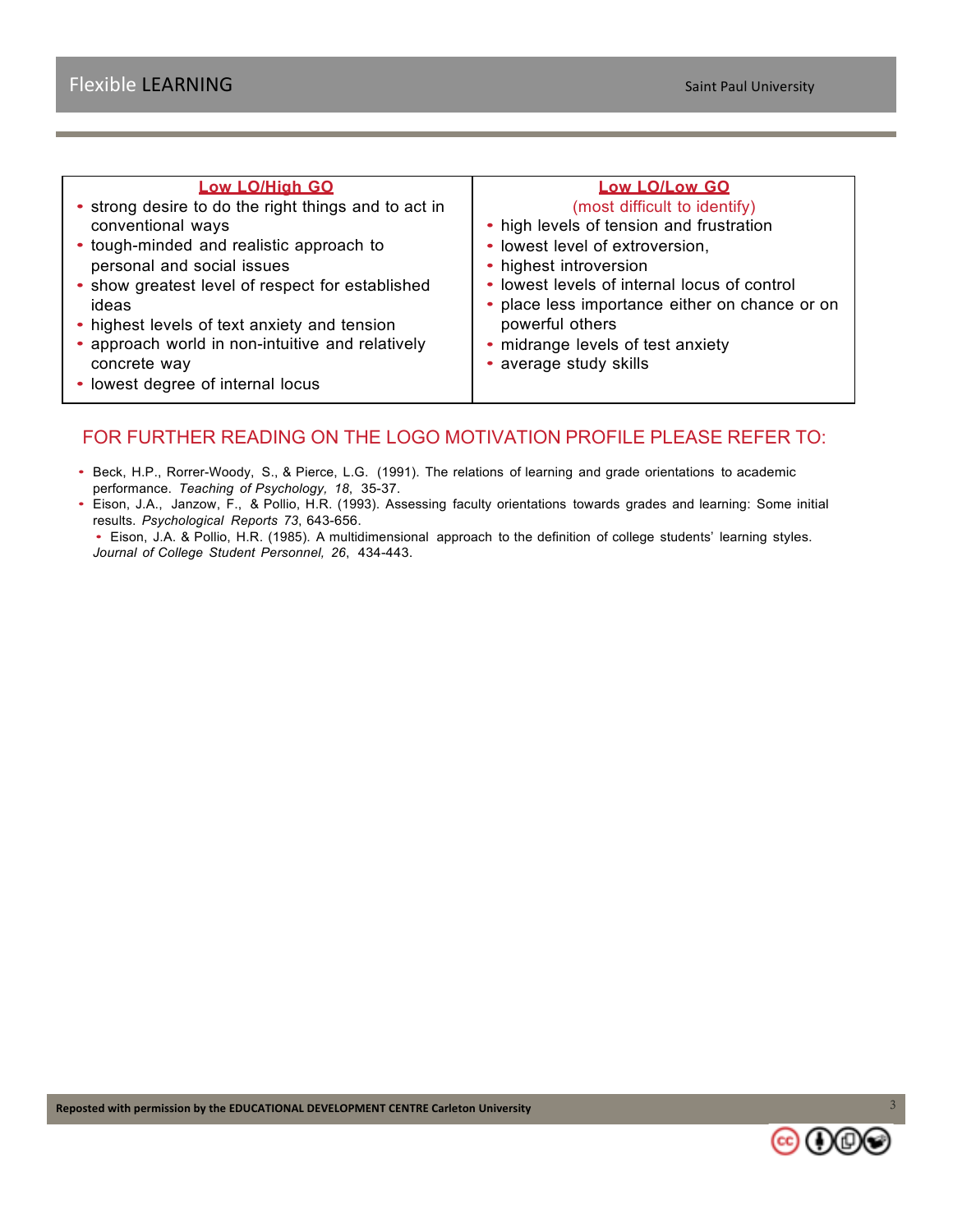| **Low LO/High GO** | **Low LO/Low GO** (most difficult to identify) |
|---|---|
| • strong desire to do the right things and to act in conventional ways<br>• tough-minded and realistic approach to personal and social issues<br>• show greatest level of respect for established ideas<br>• highest levels of text anxiety and tension<br>• approach world in non-intuitive and relatively concrete way<br>• lowest degree of internal locus | • high levels of tension and frustration<br>• lowest level of extroversion,<br>• highest introversion<br>• lowest levels of internal locus of control<br>• place less importance either on chance or on powerful others<br>• midrange levels of test anxiety<br>• average study skills |

## FOR FURTHER READING ON THE LOGO MOTIVATION PROFILE PLEASE REFER TO:

- Beck, H.P., Rorrer-Woody, S., & Pierce, L.G. (1991). The relations of learning and grade orientations to academic performance. *Teaching of Psychology, 18*, 35-37.
- Eison, J.A., Janzow, F., & Pollio, H.R. (1993). Assessing faculty orientations towards grades and learning: Some initial results. *Psychological Reports 73*, 643-656.
- Eison, J.A. & Pollio, H.R. (1985). A multidimensional approach to the definition of college students' learning styles. *Journal of College Student Personnel, 26*, 434-443.